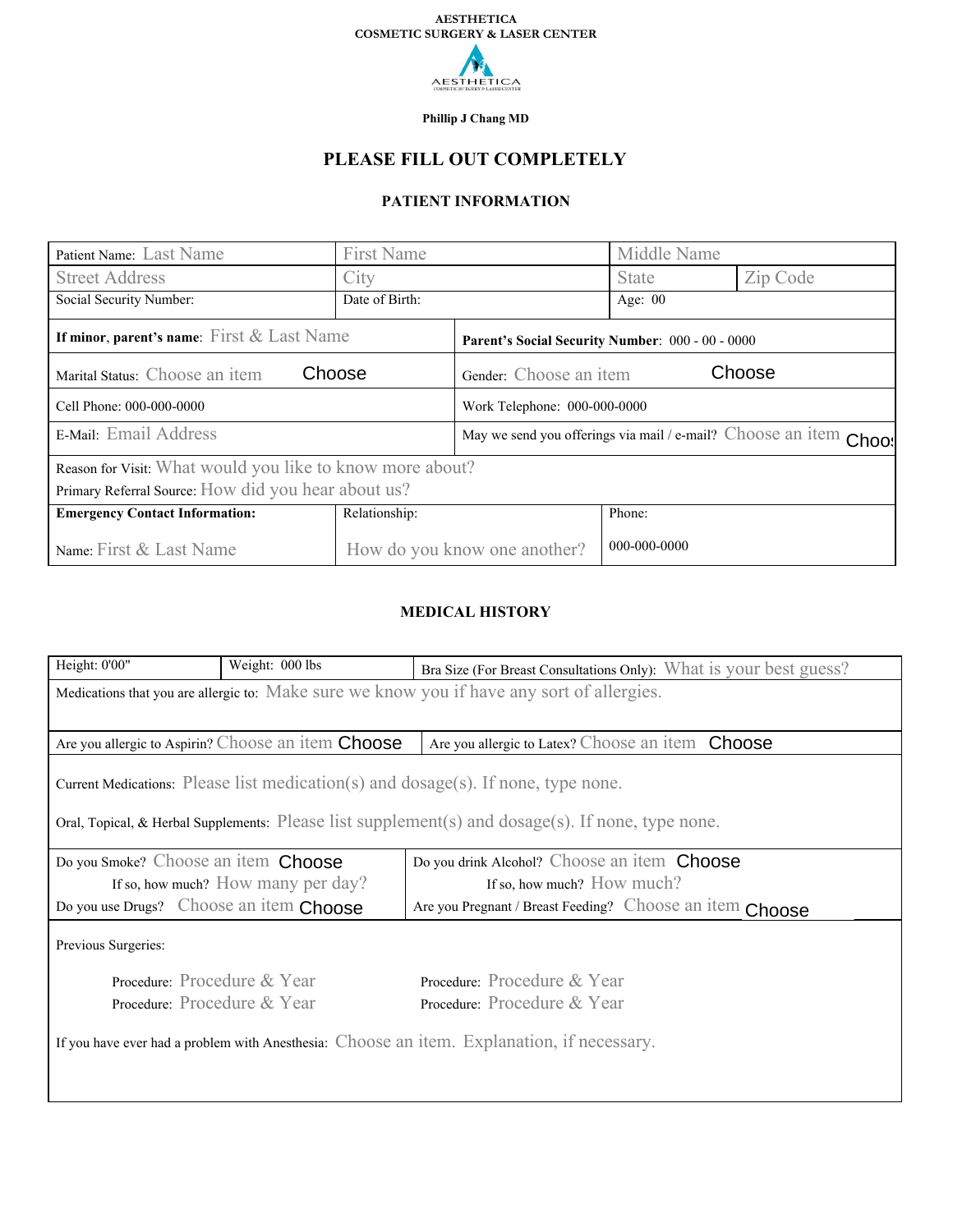AESTHETICA
COSMETIC SURGERY & LASER CENTER

Phillip J Chang MD

## PLEASE FILL OUT COMPLETELY

### PATIENT INFORMATION

| | | | |
|---|---|---|---|
| Patient Name: Last Name | First Name | Middle Name | |
| Street Address | City | State | Zip Code |
| Social Security Number: | Date of Birth: | Age: 00 | |
| **If minor, parent's name**: First & Last Name | **Parent's Social Security Number**: 000 - 00 - 0000 | | |
| Marital Status: Choose an item Choose | Gender: Choose an item Choose | | |
| Cell Phone: 000-000-0000 | Work Telephone: 000-000-0000 | | |
| E-Mail: Email Address | May we send you offerings via mail / e-mail? Choose an item Choos | | |
| Reason for Visit: What would you like to know more about?<br>Primary Referral Source: How did you hear about us? | | | |
| **Emergency Contact Information:**<br>Name: First & Last Name | Relationship:<br>How do you know one another? | Phone:<br>000-000-0000 | |

### MEDICAL HISTORY

| | | |
|---|---|---|
| Height: 0'00" | Weight: 000 lbs | Bra Size (For Breast Consultations Only): What is your best guess? |
| Medications that you are allergic to: Make sure we know you if have any sort of allergies. | | |
| Are you allergic to Aspirin? Choose an item Choose | Are you allergic to Latex? Choose an item Choose | |
| Current Medications: Please list medication(s) and dosage(s). If none, type none.<br>Oral, Topical, & Herbal Supplements: Please list supplement(s) and dosage(s). If none, type none. | | |
| Do you Smoke? Choose an item Choose<br>If so, how much? How many per day?<br>Do you use Drugs? Choose an item Choose | Do you drink Alcohol? Choose an item Choose<br>If so, how much? How much?<br>Are you Pregnant / Breast Feeding? Choose an item Choose | |
| Previous Surgeries:<br>Procedure: Procedure & Year &nbsp;&nbsp; Procedure: Procedure & Year<br>Procedure: Procedure & Year &nbsp;&nbsp; Procedure: Procedure & Year<br>If you have ever had a problem with Anesthesia: Choose an item. Explanation, if necessary. | | |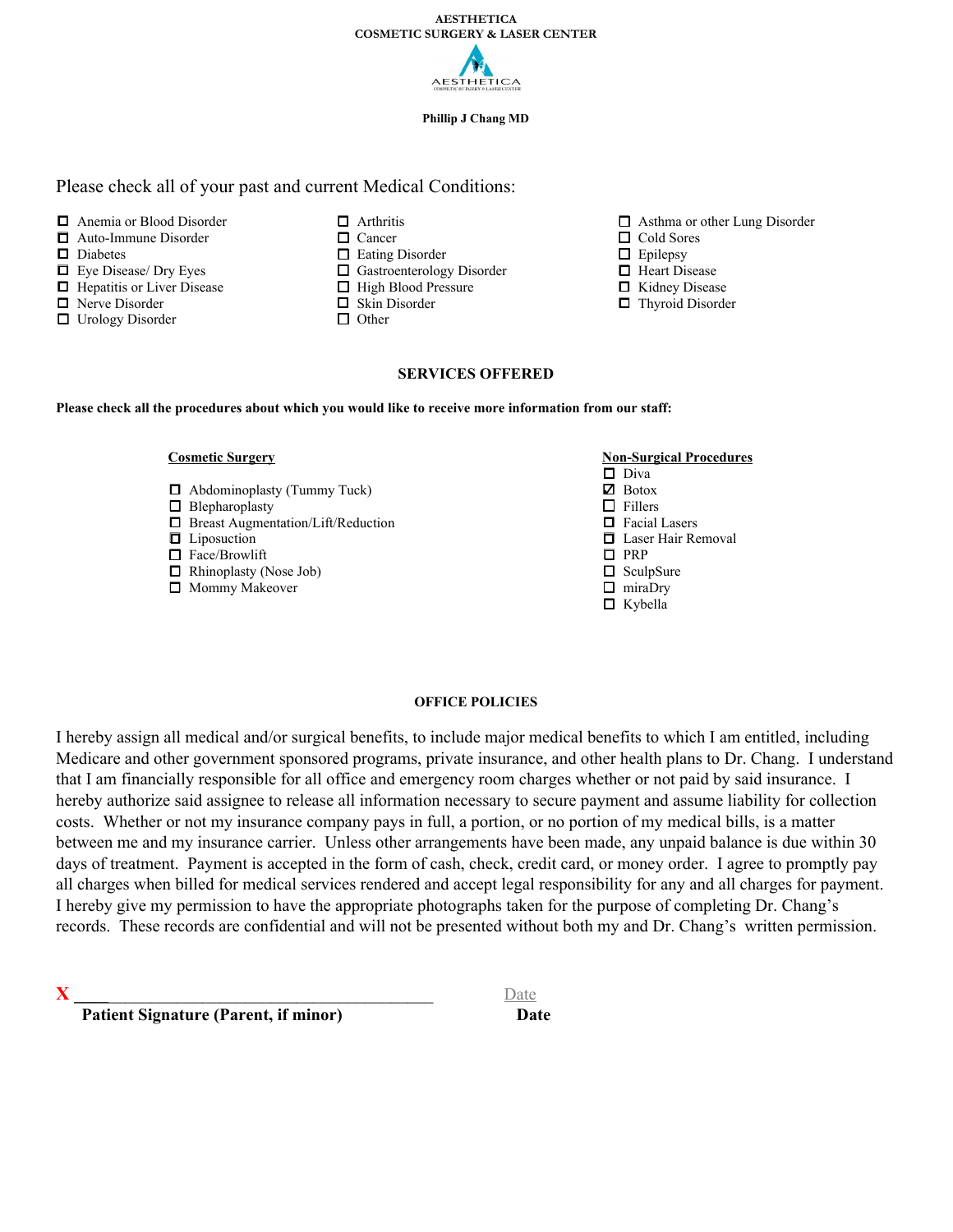**AESTHETICA**
**COSMETIC SURGERY & LASER CENTER**

AESTHETICA
COSMETIC SURGERY & LASER CENTER

**Phillip J Chang MD**

Please check all of your past and current Medical Conditions:

- ☐ Anemia or Blood Disorder
- ☐ Auto-Immune Disorder
- ☐ Diabetes
- ☐ Eye Disease/ Dry Eyes
- ☐ Hepatitis or Liver Disease
- ☐ Nerve Disorder
- ☐ Urology Disorder
- ☐ Arthritis
- ☐ Cancer
- ☐ Eating Disorder
- ☐ Gastroenterology Disorder
- ☐ High Blood Pressure
- ☐ Skin Disorder
- ☐ Other
- ☐ Asthma or other Lung Disorder
- ☐ Cold Sores
- ☐ Epilepsy
- ☐ Heart Disease
- ☐ Kidney Disease
- ☐ Thyroid Disorder

## SERVICES OFFERED

**Please check all the procedures about which you would like to receive more information from our staff:**

**Cosmetic Surgery**

- ☐ Abdominoplasty (Tummy Tuck)
- ☐ Blepharoplasty
- ☐ Breast Augmentation/Lift/Reduction
- ☐ Liposuction
- ☐ Face/Browlift
- ☐ Rhinoplasty (Nose Job)
- ☐ Mommy Makeover

**Non-Surgical Procedures**

- ☐ Diva
- ☑ Botox
- ☐ Fillers
- ☐ Facial Lasers
- ☐ Laser Hair Removal
- ☐ PRP
- ☐ SculpSure
- ☐ miraDry
- ☐ Kybella

## OFFICE POLICIES

I hereby assign all medical and/or surgical benefits, to include major medical benefits to which I am entitled, including Medicare and other government sponsored programs, private insurance, and other health plans to Dr. Chang. I understand that I am financially responsible for all office and emergency room charges whether or not paid by said insurance. I hereby authorize said assignee to release all information necessary to secure payment and assume liability for collection costs. Whether or not my insurance company pays in full, a portion, or no portion of my medical bills, is a matter between me and my insurance carrier. Unless other arrangements have been made, any unpaid balance is due within 30 days of treatment. Payment is accepted in the form of cash, check, credit card, or money order. I agree to promptly pay all charges when billed for medical services rendered and accept legal responsibility for any and all charges for payment. I hereby give my permission to have the appropriate photographs taken for the purpose of completing Dr. Chang's records. These records are confidential and will not be presented without both my and Dr. Chang's written permission.

X ____________________________________________ Date

**Patient Signature (Parent, if minor)** **Date**